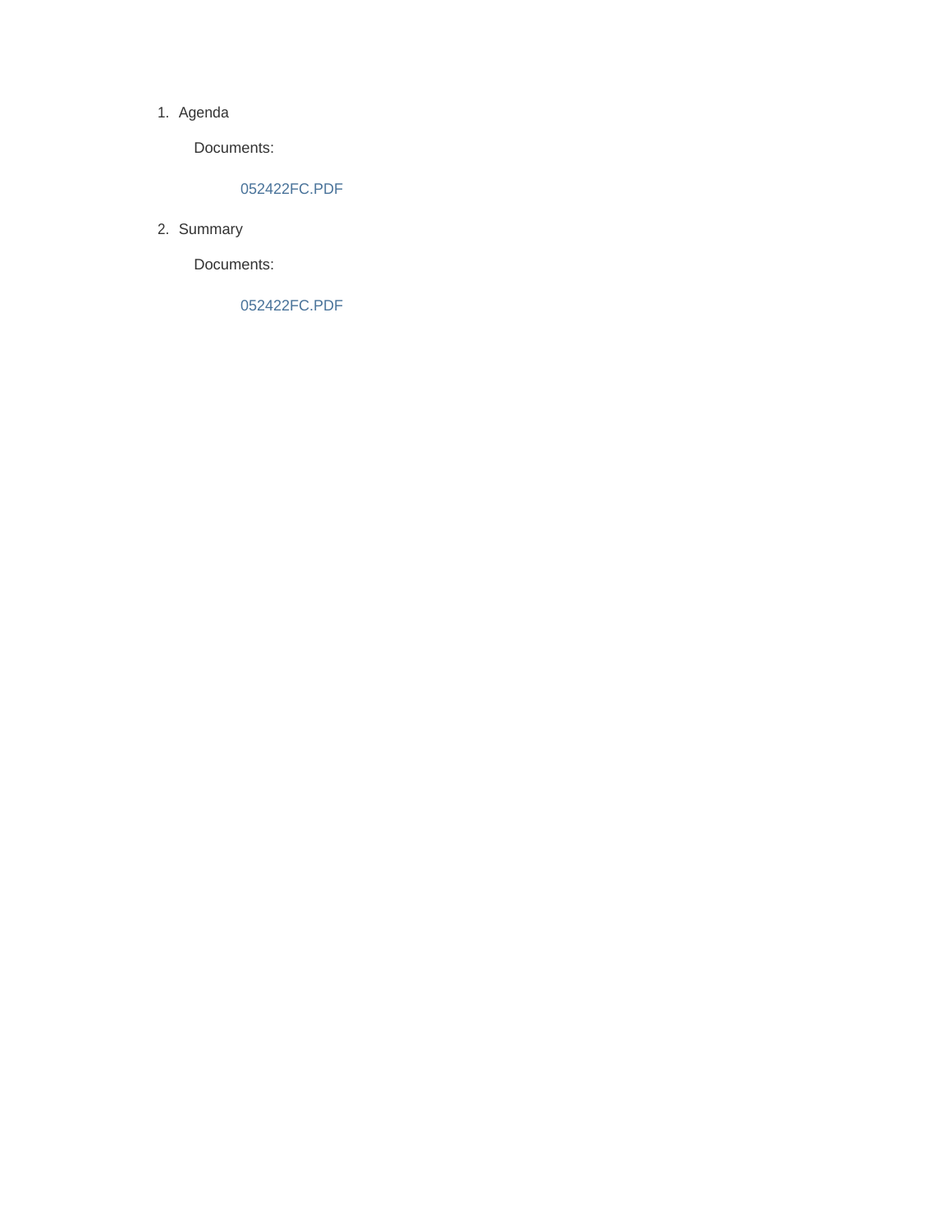1. Agenda

   Documents:

   052422FC.PDF

2. Summary

   Documents:

   052422FC.PDF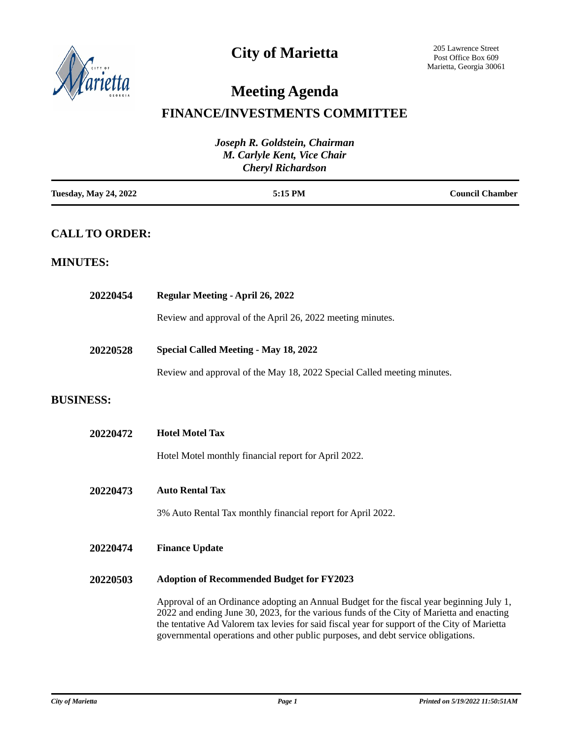# City of Marietta

205 Lawrence Street
Post Office Box 609
Marietta, Georgia 30061

# Meeting Agenda

## FINANCE/INVESTMENTS COMMITTEE

*Joseph R. Goldstein, Chairman*
*M. Carlyle Kent, Vice Chair*
*Cheryl Richardson*

| Tuesday, May 24, 2022 | 5:15 PM | Council Chamber |
|---|---|---|

## CALL TO ORDER:

## MINUTES:

**20220454** **Regular Meeting - April 26, 2022**

Review and approval of the April 26, 2022 meeting minutes.

**20220528** **Special Called Meeting - May 18, 2022**

Review and approval of the May 18, 2022 Special Called meeting minutes.

## BUSINESS:

**20220472** **Hotel Motel Tax**

Hotel Motel monthly financial report for April 2022.

**20220473** **Auto Rental Tax**

3% Auto Rental Tax monthly financial report for April 2022.

**20220474** **Finance Update**

**20220503** **Adoption of Recommended Budget for FY2023**

Approval of an Ordinance adopting an Annual Budget for the fiscal year beginning July 1, 2022 and ending June 30, 2023, for the various funds of the City of Marietta and enacting the tentative Ad Valorem tax levies for said fiscal year for support of the City of Marietta governmental operations and other public purposes, and debt service obligations.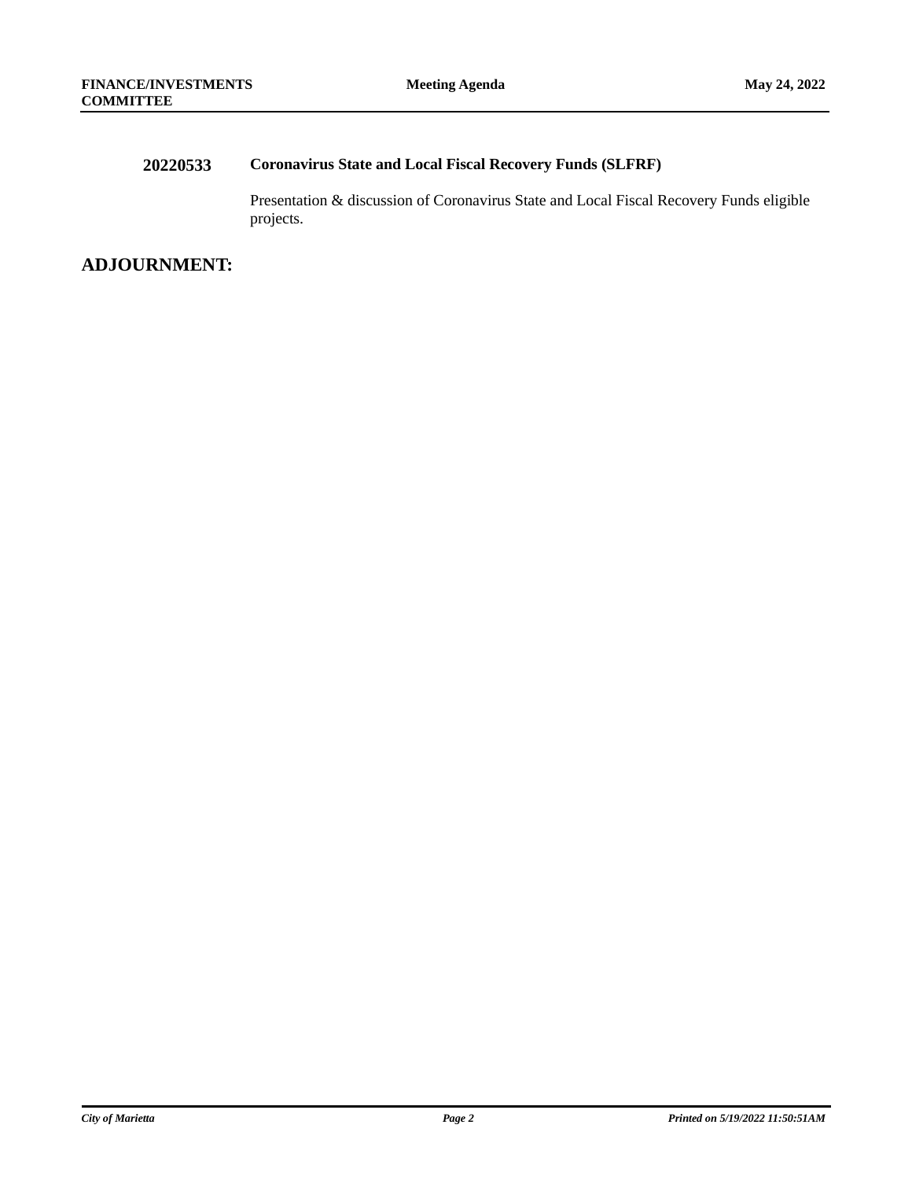**20220533** **Coronavirus State and Local Fiscal Recovery Funds (SLFRF)**

Presentation & discussion of Coronavirus State and Local Fiscal Recovery Funds eligible projects.

## ADJOURNMENT: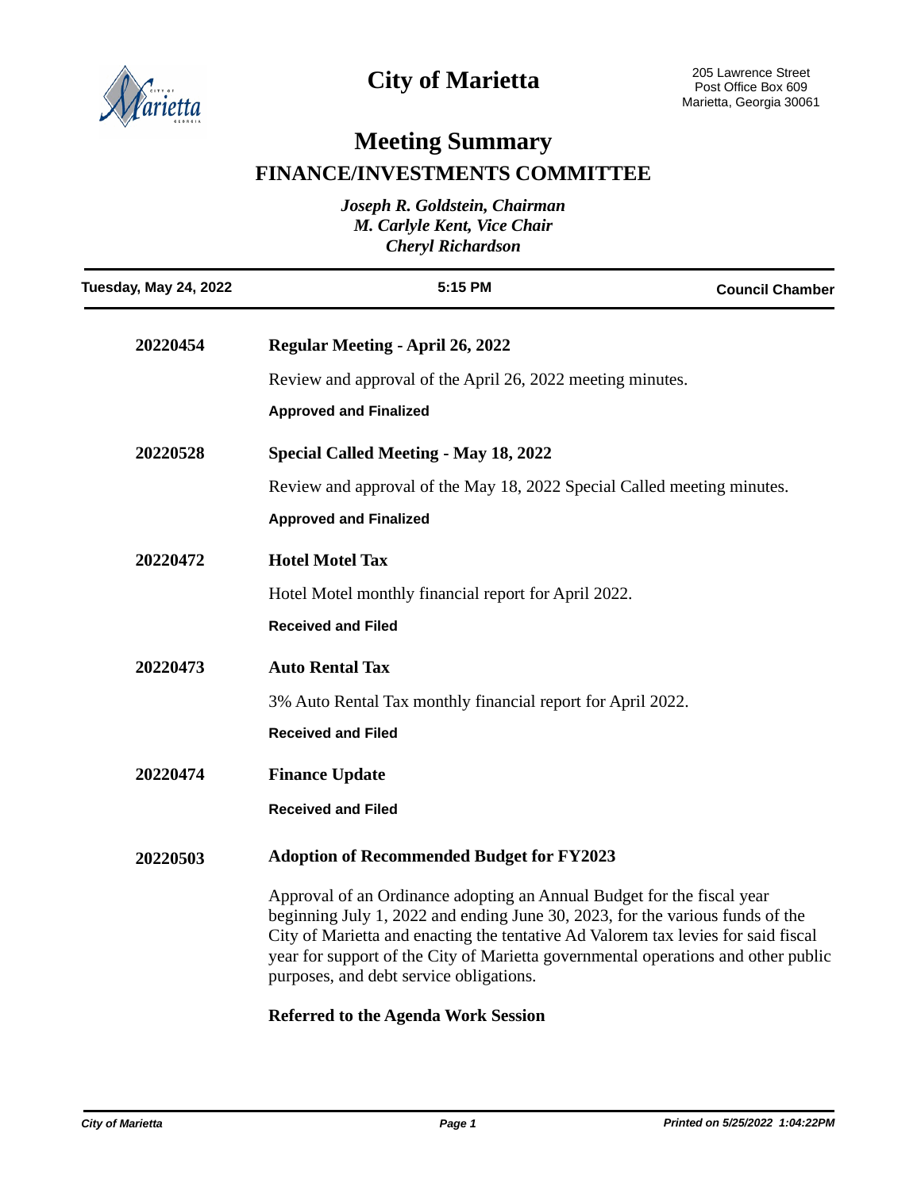# City of Marietta

205 Lawrence Street
Post Office Box 609
Marietta, Georgia 30061

# Meeting Summary

## FINANCE/INVESTMENTS COMMITTEE

*Joseph R. Goldstein, Chairman*
*M. Carlyle Kent, Vice Chair*
*Cheryl Richardson*

| Tuesday, May 24, 2022 | 5:15 PM | Council Chamber |
|---|---|---|

**20220454** **Regular Meeting - April 26, 2022**

Review and approval of the April 26, 2022 meeting minutes.

**Approved and Finalized**

**20220528** **Special Called Meeting - May 18, 2022**

Review and approval of the May 18, 2022 Special Called meeting minutes.

**Approved and Finalized**

**20220472** **Hotel Motel Tax**

Hotel Motel monthly financial report for April 2022.

**Received and Filed**

**20220473** **Auto Rental Tax**

3% Auto Rental Tax monthly financial report for April 2022.

**Received and Filed**

**20220474** **Finance Update**

**Received and Filed**

**20220503** **Adoption of Recommended Budget for FY2023**

Approval of an Ordinance adopting an Annual Budget for the fiscal year beginning July 1, 2022 and ending June 30, 2023, for the various funds of the City of Marietta and enacting the tentative Ad Valorem tax levies for said fiscal year for support of the City of Marietta governmental operations and other public purposes, and debt service obligations.

**Referred to the Agenda Work Session**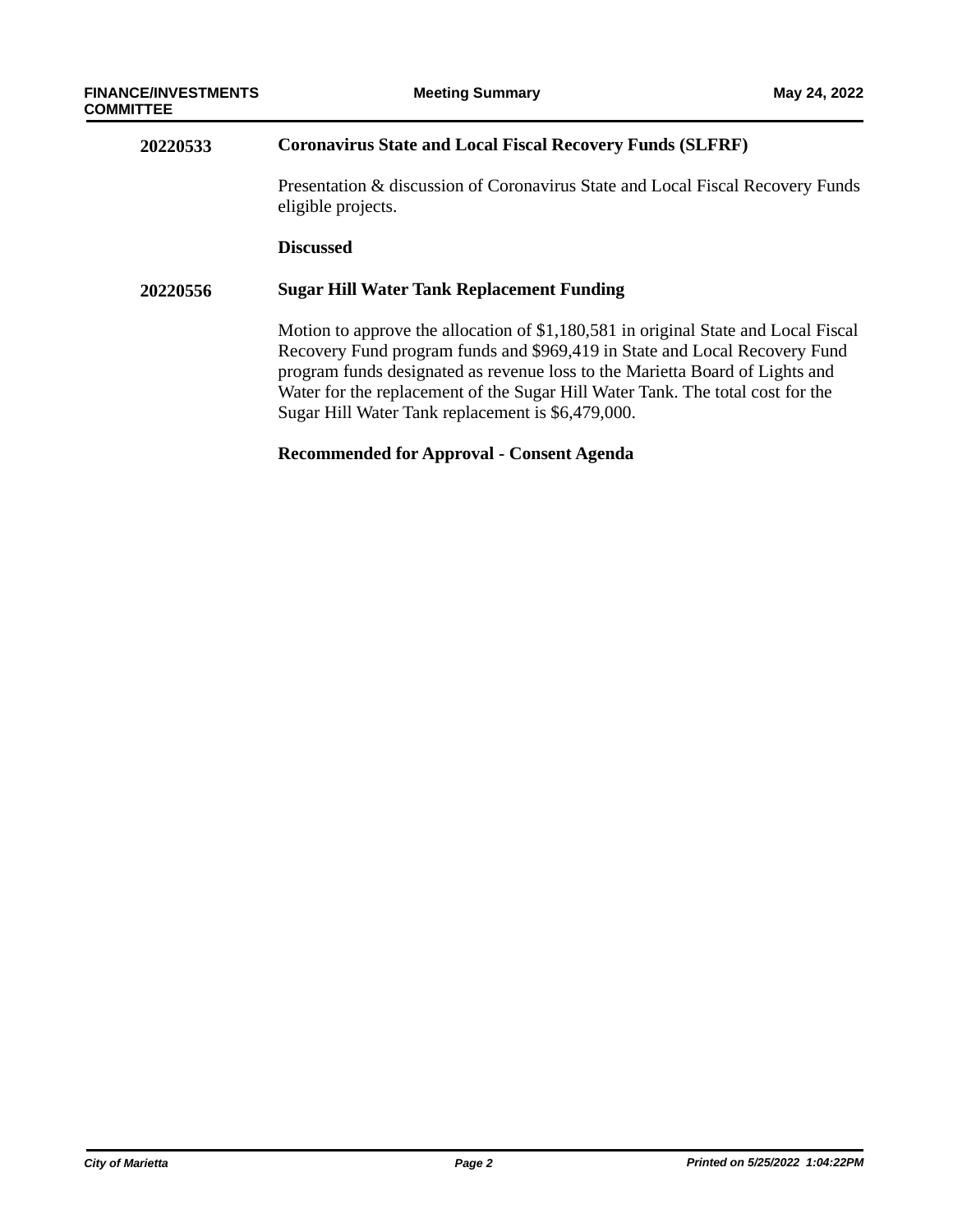**20220533** **Coronavirus State and Local Fiscal Recovery Funds (SLFRF)**

Presentation & discussion of Coronavirus State and Local Fiscal Recovery Funds eligible projects.

**Discussed**

**20220556** **Sugar Hill Water Tank Replacement Funding**

Motion to approve the allocation of $1,180,581 in original State and Local Fiscal Recovery Fund program funds and $969,419 in State and Local Recovery Fund program funds designated as revenue loss to the Marietta Board of Lights and Water for the replacement of the Sugar Hill Water Tank. The total cost for the Sugar Hill Water Tank replacement is $6,479,000.

**Recommended for Approval - Consent Agenda**